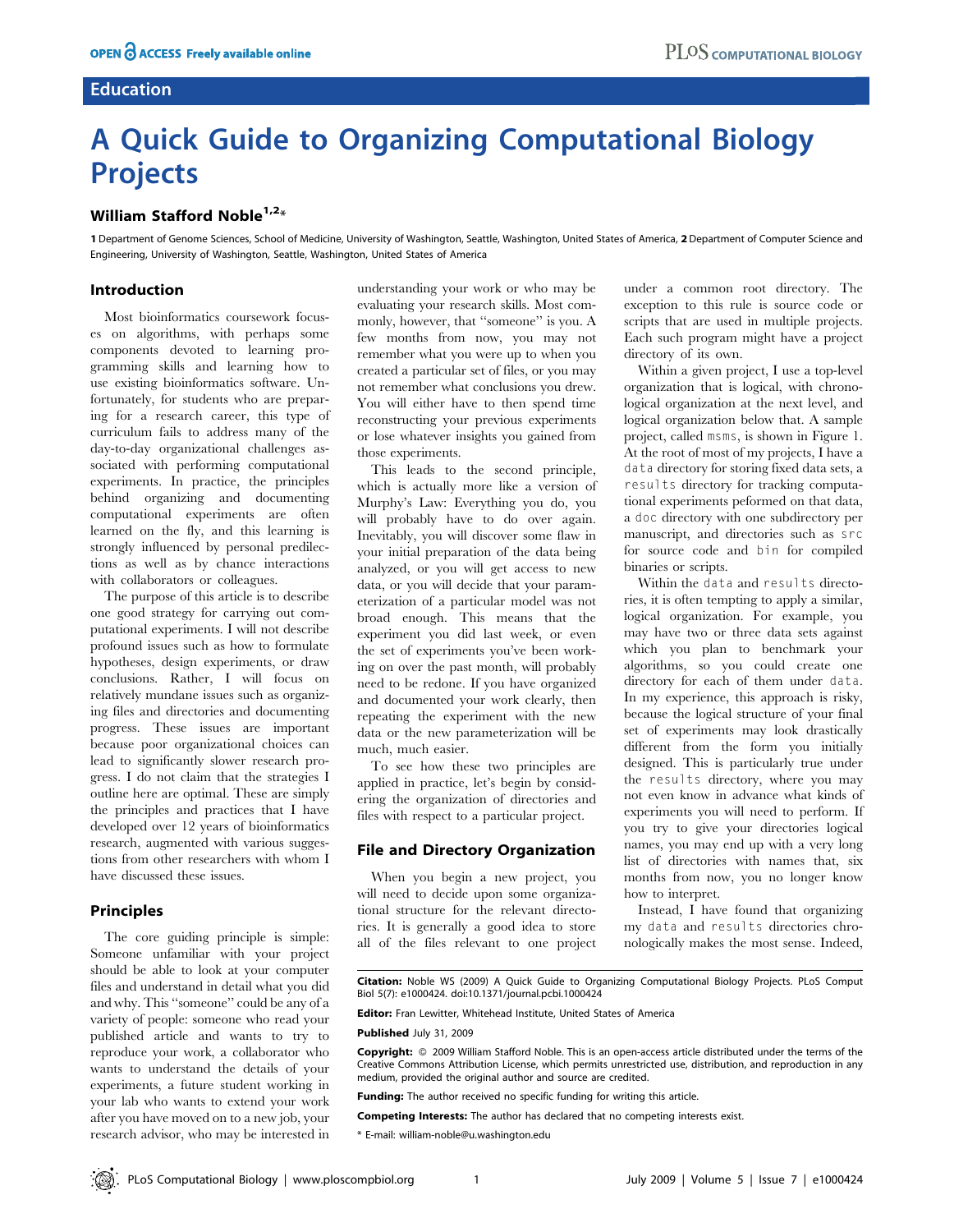Education

# A Quick Guide to Organizing Computational Biology Projects

**William Stafford Noble[1,2]***

**1** Department of Genome Sciences, School of Medicine, University of Washington, Seattle, Washington, United States of America, **2** Department of Computer Science and Engineering, University of Washington, Seattle, Washington, United States of America

## Introduction

Most bioinformatics coursework focuses on algorithms, with perhaps some components devoted to learning programming skills and learning how to use existing bioinformatics software. Unfortunately, for students who are preparing for a research career, this type of curriculum fails to address many of the day-to-day organizational challenges associated with performing computational experiments. In practice, the principles behind organizing and documenting computational experiments are often learned on the fly, and this learning is strongly influenced by personal predilections as well as by chance interactions with collaborators or colleagues.

The purpose of this article is to describe one good strategy for carrying out computational experiments. I will not describe profound issues such as how to formulate hypotheses, design experiments, or draw conclusions. Rather, I will focus on relatively mundane issues such as organizing files and directories and documenting progress. These issues are important because poor organizational choices can lead to significantly slower research progress. I do not claim that the strategies I outline here are optimal. These are simply the principles and practices that I have developed over 12 years of bioinformatics research, augmented with various suggestions from other researchers with whom I have discussed these issues.

## Principles

The core guiding principle is simple: Someone unfamiliar with your project should be able to look at your computer files and understand in detail what you did and why. This "someone" could be any of a variety of people: someone who read your published article and wants to try to reproduce your work, a collaborator who wants to understand the details of your experiments, a future student working in your lab who wants to extend your work after you have moved on to a new job, your research advisor, who may be interested in understanding your work or who may be evaluating your research skills. Most commonly, however, that "someone" is you. A few months from now, you may not remember what you were up to when you created a particular set of files, or you may not remember what conclusions you drew. You will either have to then spend time reconstructing your previous experiments or lose whatever insights you gained from those experiments.

This leads to the second principle, which is actually more like a version of Murphy's Law: Everything you do, you will probably have to do over again. Inevitably, you will discover some flaw in your initial preparation of the data being analyzed, or you will get access to new data, or you will decide that your parameterization of a particular model was not broad enough. This means that the experiment you did last week, or even the set of experiments you've been working on over the past month, will probably need to be redone. If you have organized and documented your work clearly, then repeating the experiment with the new data or the new parameterization will be much, much easier.

To see how these two principles are applied in practice, let's begin by considering the organization of directories and files with respect to a particular project.

## File and Directory Organization

When you begin a new project, you will need to decide upon some organizational structure for the relevant directories. It is generally a good idea to store all of the files relevant to one project under a common root directory. The exception to this rule is source code or scripts that are used in multiple projects. Each such program might have a project directory of its own.

Within a given project, I use a top-level organization that is logical, with chronological organization at the next level, and logical organization below that. A sample project, called `msms`, is shown in Figure 1. At the root of most of my projects, I have a `data` directory for storing fixed data sets, a `results` directory for tracking computational experiments peformed on that data, a `doc` directory with one subdirectory per manuscript, and directories such as `src` for source code and `bin` for compiled binaries or scripts.

Within the `data` and `results` directories, it is often tempting to apply a similar, logical organization. For example, you may have two or three data sets against which you plan to benchmark your algorithms, so you could create one directory for each of them under `data`. In my experience, this approach is risky, because the logical structure of your final set of experiments may look drastically different from the form you initially designed. This is particularly true under the `results` directory, where you may not even know in advance what kinds of experiments you will need to perform. If you try to give your directories logical names, you may end up with a very long list of directories with names that, six months from now, you no longer know how to interpret.

Instead, I have found that organizing my `data` and `results` directories chronologically makes the most sense. Indeed,

**Citation:** Noble WS (2009) A Quick Guide to Organizing Computational Biology Projects. PLoS Comput Biol 5(7): e1000424. doi:10.1371/journal.pcbi.1000424

**Editor:** Fran Lewitter, Whitehead Institute, United States of America

**Published** July 31, 2009

**Copyright:** © 2009 William Stafford Noble. This is an open-access article distributed under the terms of the Creative Commons Attribution License, which permits unrestricted use, distribution, and reproduction in any medium, provided the original author and source are credited.

**Funding:** The author received no specific funding for writing this article.

**Competing Interests:** The author has declared that no competing interests exist.

* E-mail: william-noble@u.washington.edu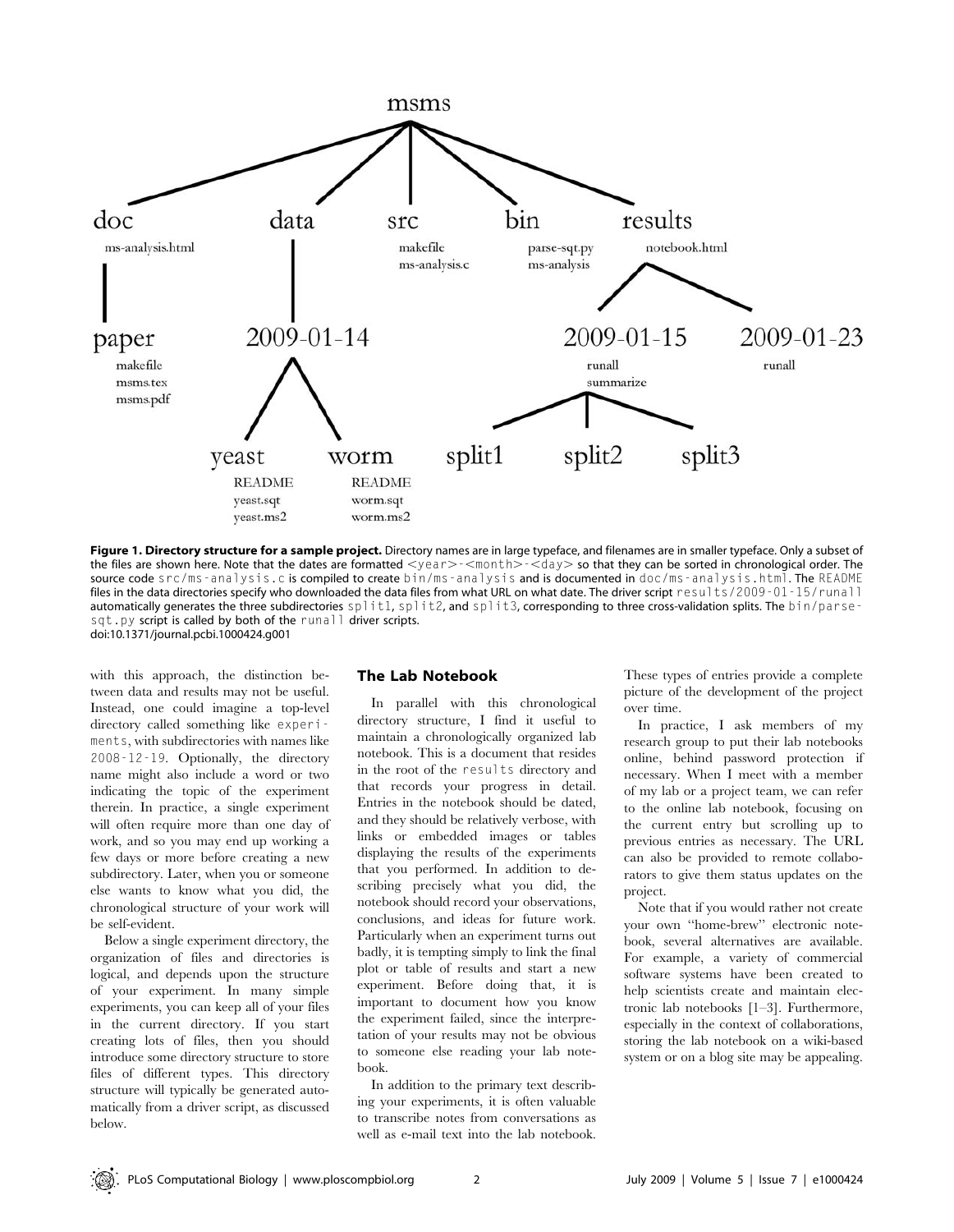**Figure 1. Directory structure for a sample project.** Directory names are in large typeface, and filenames are in smaller typeface. Only a subset of the files are shown here. Note that the dates are formatted <year>-<month>-<day> so that they can be sorted in chronological order. The source code src/ms-analysis.c is compiled to create bin/ms-analysis and is documented in doc/ms-analysis.html. The README files in the data directories specify who downloaded the data files from what URL on what date. The driver script results/2009-01-15/runall automatically generates the three subdirectories split1, split2, and split3, corresponding to three cross-validation splits. The bin/parse-sqt.py script is called by both of the runall driver scripts.
doi:10.1371/journal.pcbi.1000424.g001

with this approach, the distinction between data and results may not be useful. Instead, one could imagine a top-level directory called something like experiments, with subdirectories with names like 2008-12-19. Optionally, the directory name might also include a word or two indicating the topic of the experiment therein. In practice, a single experiment will often require more than one day of work, and so you may end up working a few days or more before creating a new subdirectory. Later, when you or someone else wants to know what you did, the chronological structure of your work will be self-evident.

Below a single experiment directory, the organization of files and directories is logical, and depends upon the structure of your experiment. In many simple experiments, you can keep all of your files in the current directory. If you start creating lots of files, then you should introduce some directory structure to store files of different types. This directory structure will typically be generated automatically from a driver script, as discussed below.

## The Lab Notebook

In parallel with this chronological directory structure, I find it useful to maintain a chronologically organized lab notebook. This is a document that resides in the root of the results directory and that records your progress in detail. Entries in the notebook should be dated, and they should be relatively verbose, with links or embedded images or tables displaying the results of the experiments that you performed. In addition to describing precisely what you did, the notebook should record your observations, conclusions, and ideas for future work. Particularly when an experiment turns out badly, it is tempting simply to link the final plot or table of results and start a new experiment. Before doing that, it is important to document how you know the experiment failed, since the interpretation of your results may not be obvious to someone else reading your lab notebook.

In addition to the primary text describing your experiments, it is often valuable to transcribe notes from conversations as well as e-mail text into the lab notebook. These types of entries provide a complete picture of the development of the project over time.

In practice, I ask members of my research group to put their lab notebooks online, behind password protection if necessary. When I meet with a member of my lab or a project team, we can refer to the online lab notebook, focusing on the current entry but scrolling up to previous entries as necessary. The URL can also be provided to remote collaborators to give them status updates on the project.

Note that if you would rather not create your own "home-brew" electronic notebook, several alternatives are available. For example, a variety of commercial software systems have been created to help scientists create and maintain electronic lab notebooks [1–3]. Furthermore, especially in the context of collaborations, storing the lab notebook on a wiki-based system or on a blog site may be appealing.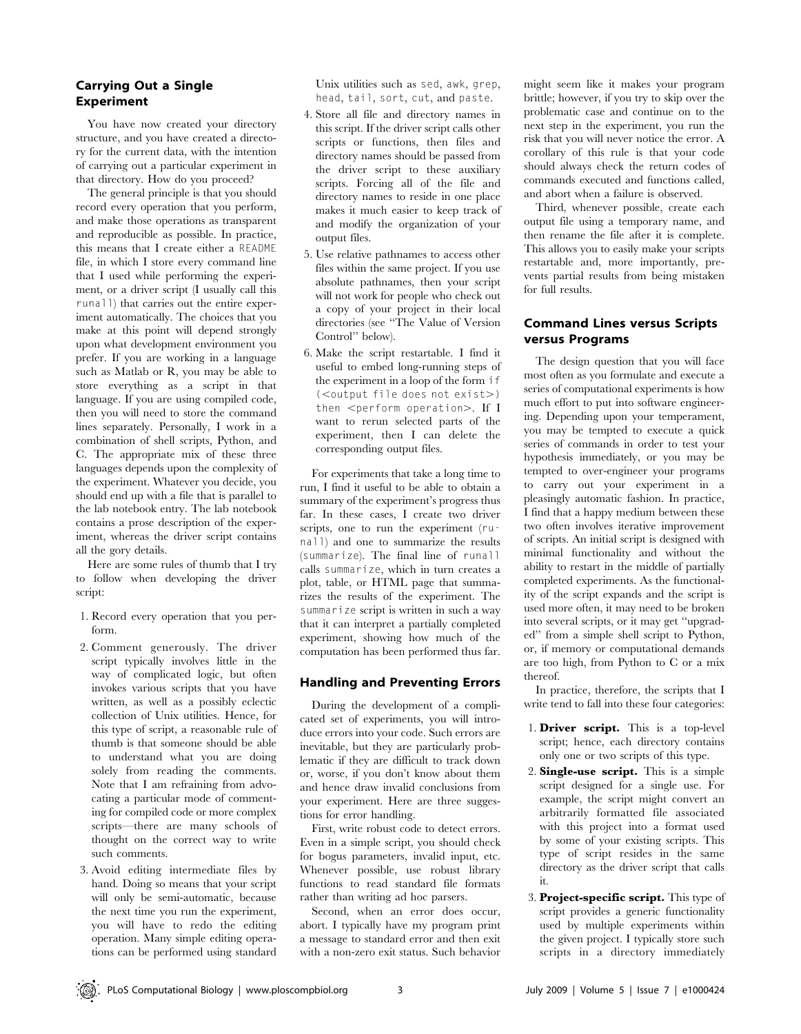## Carrying Out a Single Experiment

You have now created your directory structure, and you have created a directory for the current data, with the intention of carrying out a particular experiment in that directory. How do you proceed?

The general principle is that you should record every operation that you perform, and make those operations as transparent and reproducible as possible. In practice, this means that I create either a `README` file, in which I store every command line that I used while performing the experiment, or a driver script (I usually call this `runall`) that carries out the entire experiment automatically. The choices that you make at this point will depend strongly upon what development environment you prefer. If you are working in a language such as Matlab or R, you may be able to store everything as a script in that language. If you are using compiled code, then you will need to store the command lines separately. Personally, I work in a combination of shell scripts, Python, and C. The appropriate mix of these three languages depends upon the complexity of the experiment. Whatever you decide, you should end up with a file that is parallel to the lab notebook entry. The lab notebook contains a prose description of the experiment, whereas the driver script contains all the gory details.

Here are some rules of thumb that I try to follow when developing the driver script:

1. Record every operation that you perform.
2. Comment generously. The driver script typically involves little in the way of complicated logic, but often invokes various scripts that you have written, as well as a possibly eclectic collection of Unix utilities. Hence, for this type of script, a reasonable rule of thumb is that someone should be able to understand what you are doing solely from reading the comments. Note that I am refraining from advocating a particular mode of commenting for compiled code or more complex scripts—there are many schools of thought on the correct way to write such comments.
3. Avoid editing intermediate files by hand. Doing so means that your script will only be semi-automatic, because the next time you run the experiment, you will have to redo the editing operation. Many simple editing operations can be performed using standard Unix utilities such as `sed`, `awk`, `grep`, `head`, `tail`, `sort`, `cut`, and `paste`.
4. Store all file and directory names in this script. If the driver script calls other scripts or functions, then files and directory names should be passed from the driver script to these auxiliary scripts. Forcing all of the file and directory names to reside in one place makes it much easier to keep track of and modify the organization of your output files.
5. Use relative pathnames to access other files within the same project. If you use absolute pathnames, then your script will not work for people who check out a copy of your project in their local directories (see "The Value of Version Control" below).
6. Make the script restartable. I find it useful to embed long-running steps of the experiment in a loop of the form `if (<output file does not exist>) then <perform operation>`. If I want to rerun selected parts of the experiment, then I can delete the corresponding output files.

For experiments that take a long time to run, I find it useful to be able to obtain a summary of the experiment's progress thus far. In these cases, I create two driver scripts, one to run the experiment (`runall`) and one to summarize the results (`summarize`). The final line of `runall` calls `summarize`, which in turn creates a plot, table, or HTML page that summarizes the results of the experiment. The `summarize` script is written in such a way that it can interpret a partially completed experiment, showing how much of the computation has been performed thus far.

## Handling and Preventing Errors

During the development of a complicated set of experiments, you will introduce errors into your code. Such errors are inevitable, but they are particularly problematic if they are difficult to track down or, worse, if you don't know about them and hence draw invalid conclusions from your experiment. Here are three suggestions for error handling.

First, write robust code to detect errors. Even in a simple script, you should check for bogus parameters, invalid input, etc. Whenever possible, use robust library functions to read standard file formats rather than writing ad hoc parsers.

Second, when an error does occur, abort. I typically have my program print a message to standard error and then exit with a non-zero exit status. Such behavior might seem like it makes your program brittle; however, if you try to skip over the problematic case and continue on to the next step in the experiment, you run the risk that you will never notice the error. A corollary of this rule is that your code should always check the return codes of commands executed and functions called, and abort when a failure is observed.

Third, whenever possible, create each output file using a temporary name, and then rename the file after it is complete. This allows you to easily make your scripts restartable and, more importantly, prevents partial results from being mistaken for full results.

## Command Lines versus Scripts versus Programs

The design question that you will face most often as you formulate and execute a series of computational experiments is how much effort to put into software engineering. Depending upon your temperament, you may be tempted to execute a quick series of commands in order to test your hypothesis immediately, or you may be tempted to over-engineer your programs to carry out your experiment in a pleasingly automatic fashion. In practice, I find that a happy medium between these two often involves iterative improvement of scripts. An initial script is designed with minimal functionality and without the ability to restart in the middle of partially completed experiments. As the functionality of the script expands and the script is used more often, it may need to be broken into several scripts, or it may get "upgraded" from a simple shell script to Python, or, if memory or computational demands are too high, from Python to C or a mix thereof.

In practice, therefore, the scripts that I write tend to fall into these four categories:

1. **Driver script.** This is a top-level script; hence, each directory contains only one or two scripts of this type.
2. **Single-use script.** This is a simple script designed for a single use. For example, the script might convert an arbitrarily formatted file associated with this project into a format used by some of your existing scripts. This type of script resides in the same directory as the driver script that calls it.
3. **Project-specific script.** This type of script provides a generic functionality used by multiple experiments within the given project. I typically store such scripts in a directory immediately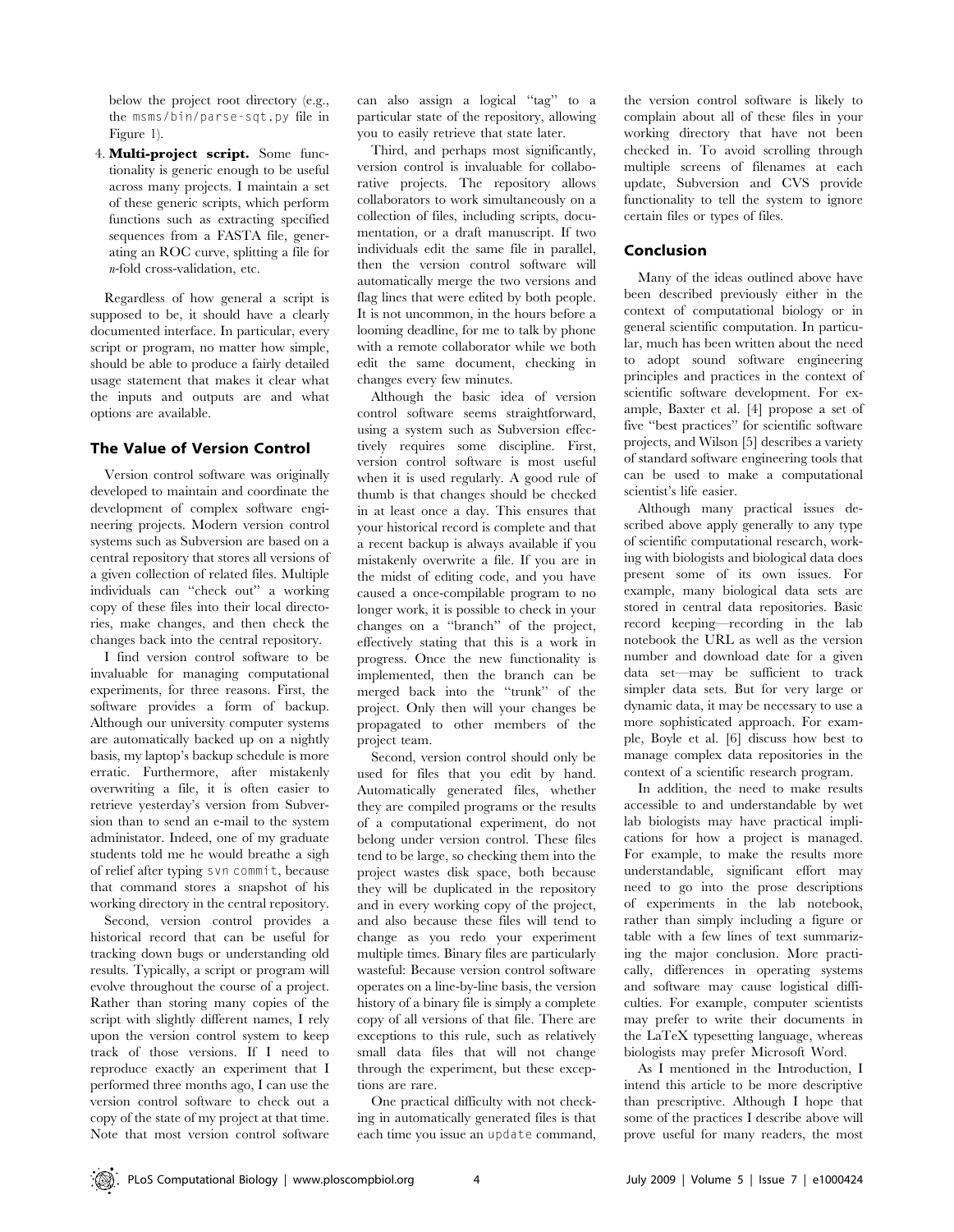below the project root directory (e.g., the `msms/bin/parse-sqt.py` file in Figure 1).

4. **Multi-project script.** Some functionality is generic enough to be useful across many projects. I maintain a set of these generic scripts, which perform functions such as extracting specified sequences from a FASTA file, generating an ROC curve, splitting a file for *n*-fold cross-validation, etc.

Regardless of how general a script is supposed to be, it should have a clearly documented interface. In particular, every script or program, no matter how simple, should be able to produce a fairly detailed usage statement that makes it clear what the inputs and outputs are and what options are available.

## The Value of Version Control

Version control software was originally developed to maintain and coordinate the development of complex software engineering projects. Modern version control systems such as Subversion are based on a central repository that stores all versions of a given collection of related files. Multiple individuals can "check out" a working copy of these files into their local directories, make changes, and then check the changes back into the central repository.

I find version control software to be invaluable for managing computational experiments, for three reasons. First, the software provides a form of backup. Although our university computer systems are automatically backed up on a nightly basis, my laptop's backup schedule is more erratic. Furthermore, after mistakenly overwriting a file, it is often easier to retrieve yesterday's version from Subversion than to send an e-mail to the system administator. Indeed, one of my graduate students told me he would breathe a sigh of relief after typing `svn commit`, because that command stores a snapshot of his working directory in the central repository.

Second, version control provides a historical record that can be useful for tracking down bugs or understanding old results. Typically, a script or program will evolve throughout the course of a project. Rather than storing many copies of the script with slightly different names, I rely upon the version control system to keep track of those versions. If I need to reproduce exactly an experiment that I performed three months ago, I can use the version control software to check out a copy of the state of my project at that time. Note that most version control software can also assign a logical "tag" to a particular state of the repository, allowing you to easily retrieve that state later.

Third, and perhaps most significantly, version control is invaluable for collaborative projects. The repository allows collaborators to work simultaneously on a collection of files, including scripts, documentation, or a draft manuscript. If two individuals edit the same file in parallel, then the version control software will automatically merge the two versions and flag lines that were edited by both people. It is not uncommon, in the hours before a looming deadline, for me to talk by phone with a remote collaborator while we both edit the same document, checking in changes every few minutes.

Although the basic idea of version control software seems straightforward, using a system such as Subversion effectively requires some discipline. First, version control software is most useful when it is used regularly. A good rule of thumb is that changes should be checked in at least once a day. This ensures that your historical record is complete and that a recent backup is always available if you mistakenly overwrite a file. If you are in the midst of editing code, and you have caused a once-compilable program to no longer work, it is possible to check in your changes on a "branch" of the project, effectively stating that this is a work in progress. Once the new functionality is implemented, then the branch can be merged back into the "trunk" of the project. Only then will your changes be propagated to other members of the project team.

Second, version control should only be used for files that you edit by hand. Automatically generated files, whether they are compiled programs or the results of a computational experiment, do not belong under version control. These files tend to be large, so checking them into the project wastes disk space, both because they will be duplicated in the repository and in every working copy of the project, and also because these files will tend to change as you redo your experiment multiple times. Binary files are particularly wasteful: Because version control software operates on a line-by-line basis, the version history of a binary file is simply a complete copy of all versions of that file. There are exceptions to this rule, such as relatively small data files that will not change through the experiment, but these exceptions are rare.

One practical difficulty with not checking in automatically generated files is that each time you issue an `update` command, the version control software is likely to complain about all of these files in your working directory that have not been checked in. To avoid scrolling through multiple screens of filenames at each update, Subversion and CVS provide functionality to tell the system to ignore certain files or types of files.

## Conclusion

Many of the ideas outlined above have been described previously either in the context of computational biology or in general scientific computation. In particular, much has been written about the need to adopt sound software engineering principles and practices in the context of scientific software development. For example, Baxter et al. [4] propose a set of five "best practices" for scientific software projects, and Wilson [5] describes a variety of standard software engineering tools that can be used to make a computational scientist's life easier.

Although many practical issues described above apply generally to any type of scientific computational research, working with biologists and biological data does present some of its own issues. For example, many biological data sets are stored in central data repositories. Basic record keeping—recording in the lab notebook the URL as well as the version number and download date for a given data set—may be sufficient to track simpler data sets. But for very large or dynamic data, it may be necessary to use a more sophisticated approach. For example, Boyle et al. [6] discuss how best to manage complex data repositories in the context of a scientific research program.

In addition, the need to make results accessible to and understandable by wet lab biologists may have practical implications for how a project is managed. For example, to make the results more understandable, significant effort may need to go into the prose descriptions of experiments in the lab notebook, rather than simply including a figure or table with a few lines of text summarizing the major conclusion. More practically, differences in operating systems and software may cause logistical difficulties. For example, computer scientists may prefer to write their documents in the LaTeX typesetting language, whereas biologists may prefer Microsoft Word.

As I mentioned in the Introduction, I intend this article to be more descriptive than prescriptive. Although I hope that some of the practices I describe above will prove useful for many readers, the most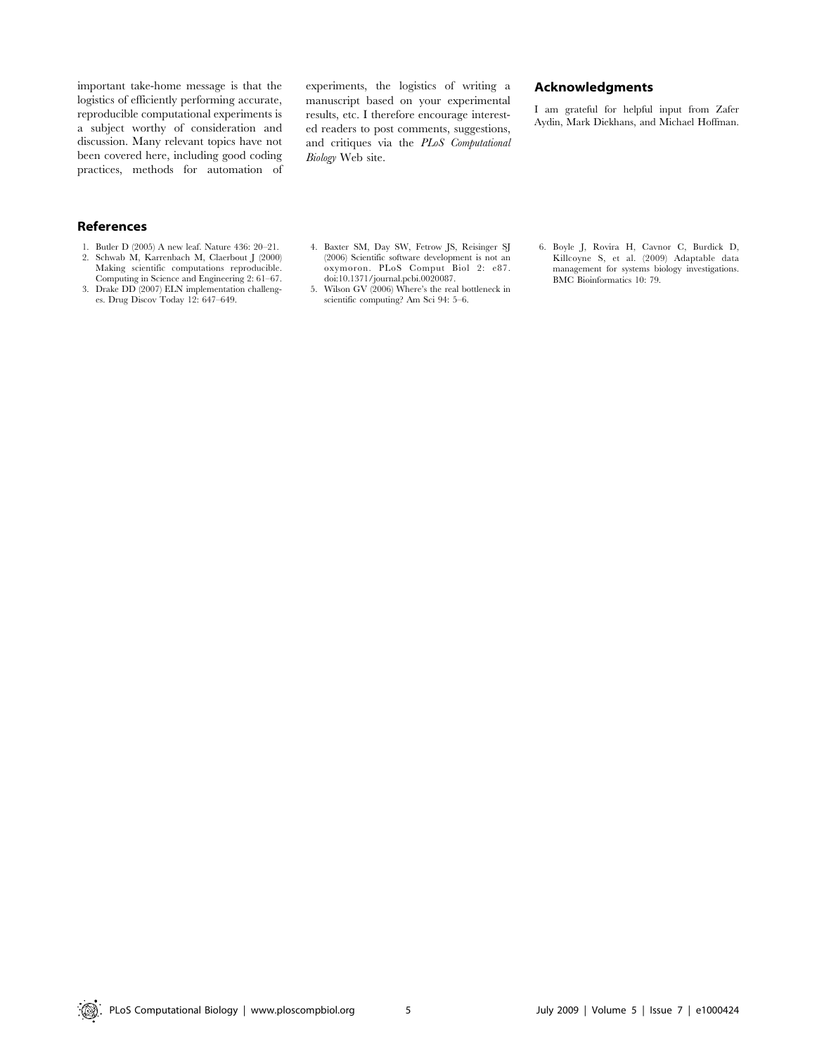important take-home message is that the logistics of efficiently performing accurate, reproducible computational experiments is a subject worthy of consideration and discussion. Many relevant topics have not been covered here, including good coding practices, methods for automation of experiments, the logistics of writing a manuscript based on your experimental results, etc. I therefore encourage interested readers to post comments, suggestions, and critiques via the *PLoS Computational Biology* Web site.

## Acknowledgments

I am grateful for helpful input from Zafer Aydin, Mark Diekhans, and Michael Hoffman.

## References

1. Butler D (2005) A new leaf. Nature 436: 20–21.
2. Schwab M, Karrenbach M, Claerbout J (2000) Making scientific computations reproducible. Computing in Science and Engineering 2: 61–67.
3. Drake DD (2007) ELN implementation challenges. Drug Discov Today 12: 647–649.
4. Baxter SM, Day SW, Fetrow JS, Reisinger SJ (2006) Scientific software development is not an oxymoron. PLoS Comput Biol 2: e87. doi:10.1371/journal.pcbi.0020087.
5. Wilson GV (2006) Where's the real bottleneck in scientific computing? Am Sci 94: 5–6.
6. Boyle J, Rovira H, Cavnor C, Burdick D, Killcoyne S, et al. (2009) Adaptable data management for systems biology investigations. BMC Bioinformatics 10: 79.